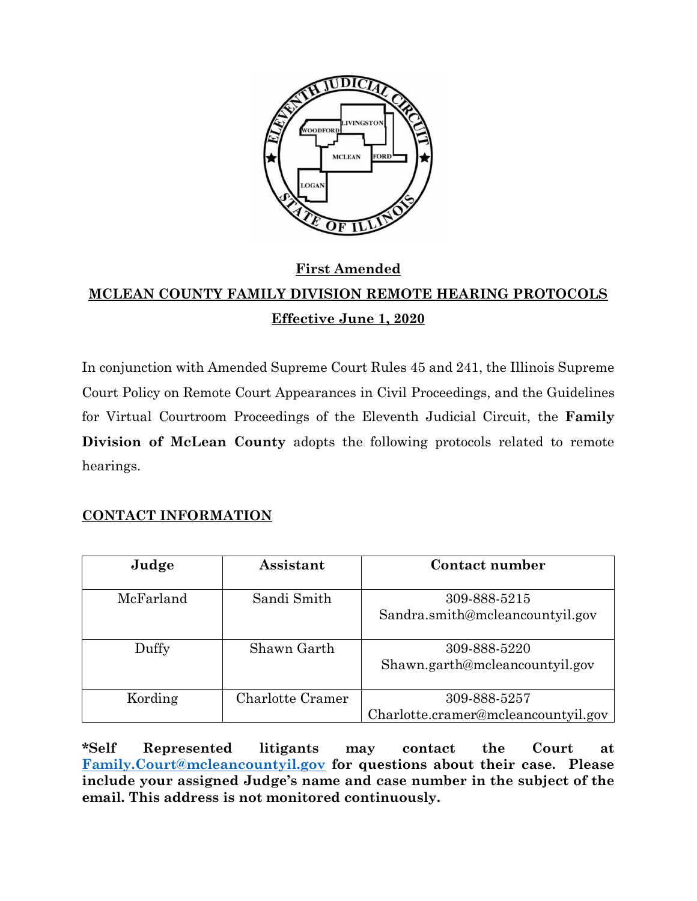**First Amended**

# MCLEAN COUNTY FAMILY DIVISION REMOTE HEARING PROTOCOLS

**Effective June 1, 2020**

In conjunction with Amended Supreme Court Rules 45 and 241, the Illinois Supreme Court Policy on Remote Court Appearances in Civil Proceedings, and the Guidelines for Virtual Courtroom Proceedings of the Eleventh Judicial Circuit, the **Family Division of McLean County** adopts the following protocols related to remote hearings.

## CONTACT INFORMATION

| Judge | Assistant | Contact number |
|---|---|---|
| McFarland | Sandi Smith | 309-888-5215 Sandra.smith@mcleancountyil.gov |
| Duffy | Shawn Garth | 309-888-5220 Shawn.garth@mcleancountyil.gov |
| Kording | Charlotte Cramer | 309-888-5257 Charlotte.cramer@mcleancountyil.gov |

**\*Self Represented litigants may contact the Court at Family.Court@mcleancountyil.gov for questions about their case. Please include your assigned Judge's name and case number in the subject of the email. This address is not monitored continuously.**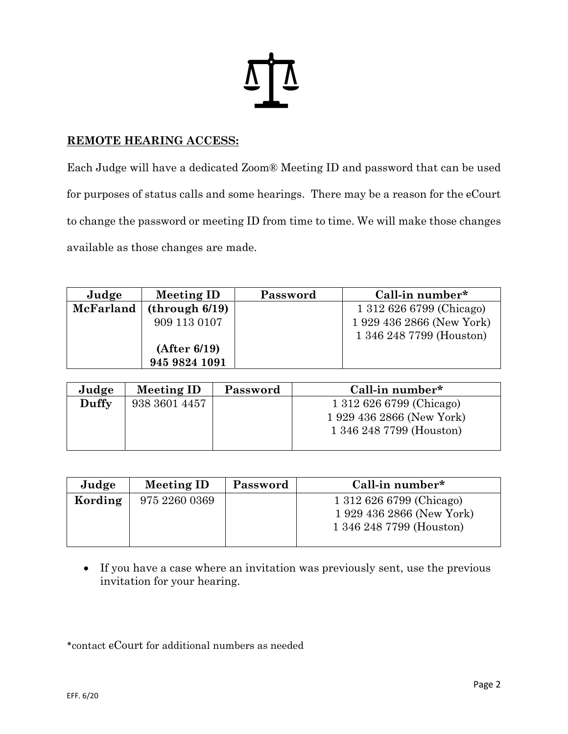**REMOTE HEARING ACCESS:**

Each Judge will have a dedicated Zoom® Meeting ID and password that can be used for purposes of status calls and some hearings. There may be a reason for the eCourt to change the password or meeting ID from time to time. We will make those changes available as those changes are made.

| Judge | Meeting ID | Password | Call-in number* |
|---|---|---|---|
| **McFarland** | **(through 6/19)**<br>909 113 0107<br><br>**(After 6/19)**<br>**945 9824 1091** | | 1 312 626 6799 (Chicago)<br>1 929 436 2866 (New York)<br>1 346 248 7799 (Houston) |

| Judge | Meeting ID | Password | Call-in number* |
|---|---|---|---|
| **Duffy** | 938 3601 4457 | | 1 312 626 6799 (Chicago)<br>1 929 436 2866 (New York)<br>1 346 248 7799 (Houston) |

| Judge | Meeting ID | Password | Call-in number* |
|---|---|---|---|
| **Kording** | 975 2260 0369 | | 1 312 626 6799 (Chicago)<br>1 929 436 2866 (New York)<br>1 346 248 7799 (Houston) |

- If you have a case where an invitation was previously sent, use the previous invitation for your hearing.

*contact eCourt for additional numbers as needed

EFF. 6/20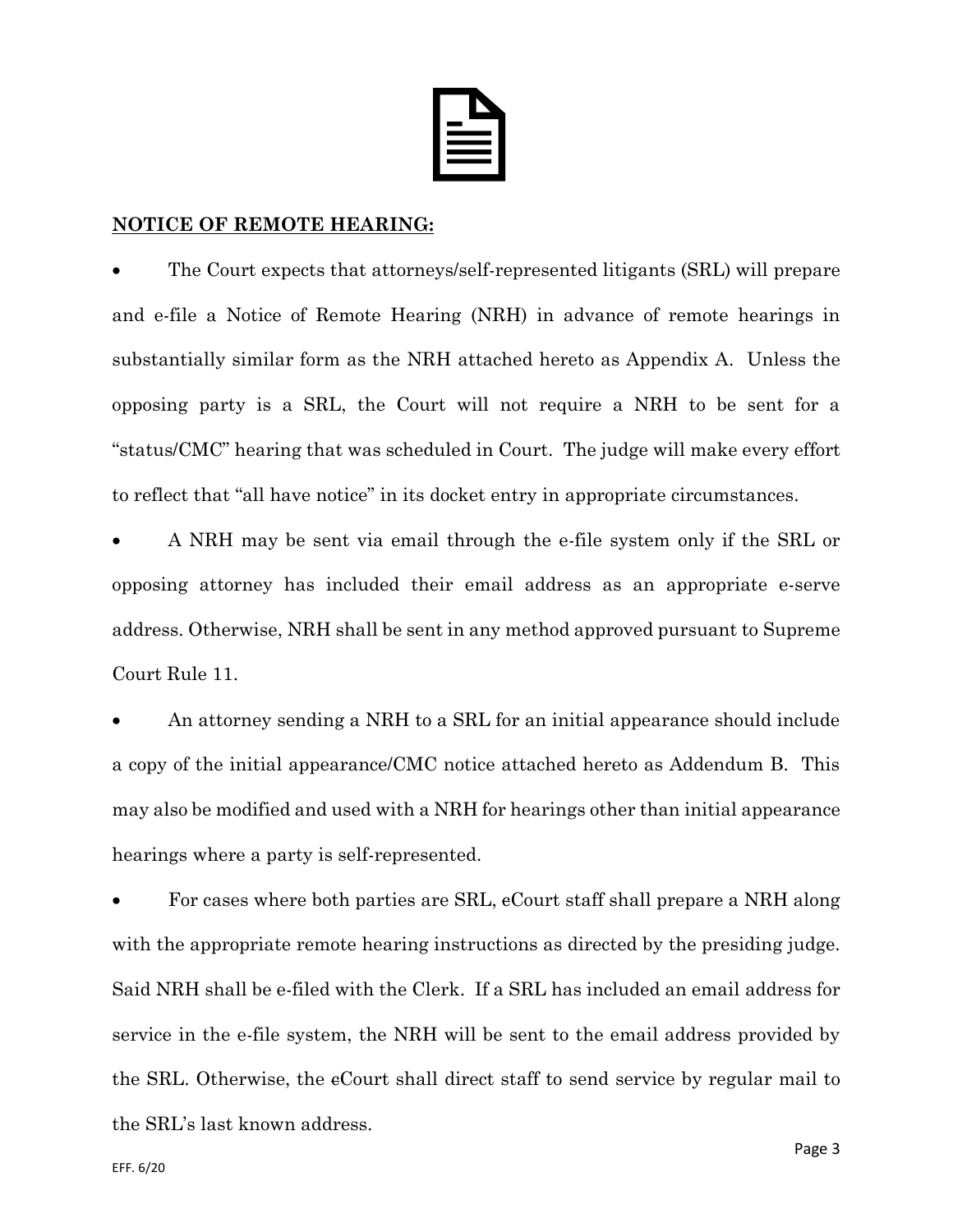**NOTICE OF REMOTE HEARING:**

- The Court expects that attorneys/self-represented litigants (SRL) will prepare and e-file a Notice of Remote Hearing (NRH) in advance of remote hearings in substantially similar form as the NRH attached hereto as Appendix A. Unless the opposing party is a SRL, the Court will not require a NRH to be sent for a "status/CMC" hearing that was scheduled in Court. The judge will make every effort to reflect that "all have notice" in its docket entry in appropriate circumstances.

- A NRH may be sent via email through the e-file system only if the SRL or opposing attorney has included their email address as an appropriate e-serve address. Otherwise, NRH shall be sent in any method approved pursuant to Supreme Court Rule 11.

- An attorney sending a NRH to a SRL for an initial appearance should include a copy of the initial appearance/CMC notice attached hereto as Addendum B. This may also be modified and used with a NRH for hearings other than initial appearance hearings where a party is self-represented.

- For cases where both parties are SRL, eCourt staff shall prepare a NRH along with the appropriate remote hearing instructions as directed by the presiding judge. Said NRH shall be e-filed with the Clerk. If a SRL has included an email address for service in the e-file system, the NRH will be sent to the email address provided by the SRL. Otherwise, the eCourt shall direct staff to send service by regular mail to the SRL's last known address.

EFF. 6/20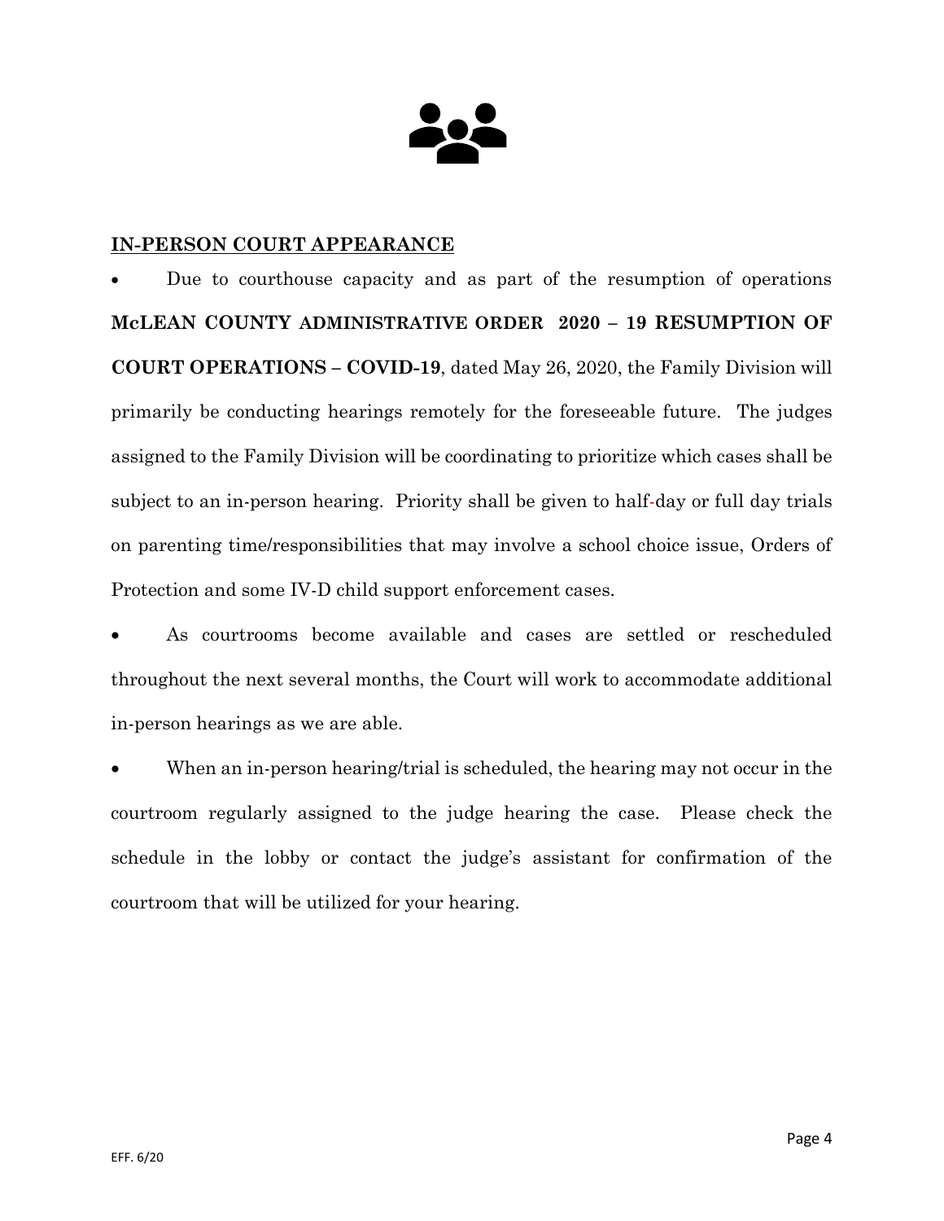**<u>IN-PERSON COURT APPEARANCE</u>**

- Due to courthouse capacity and as part of the resumption of operations **McLEAN COUNTY ADMINISTRATIVE ORDER 2020 – 19 RESUMPTION OF COURT OPERATIONS – COVID-19**, dated May 26, 2020, the Family Division will primarily be conducting hearings remotely for the foreseeable future. The judges assigned to the Family Division will be coordinating to prioritize which cases shall be subject to an in-person hearing. Priority shall be given to half-day or full day trials on parenting time/responsibilities that may involve a school choice issue, Orders of Protection and some IV-D child support enforcement cases.
- As courtrooms become available and cases are settled or rescheduled throughout the next several months, the Court will work to accommodate additional in-person hearings as we are able.
- When an in-person hearing/trial is scheduled, the hearing may not occur in the courtroom regularly assigned to the judge hearing the case. Please check the schedule in the lobby or contact the judge's assistant for confirmation of the courtroom that will be utilized for your hearing.

EFF. 6/20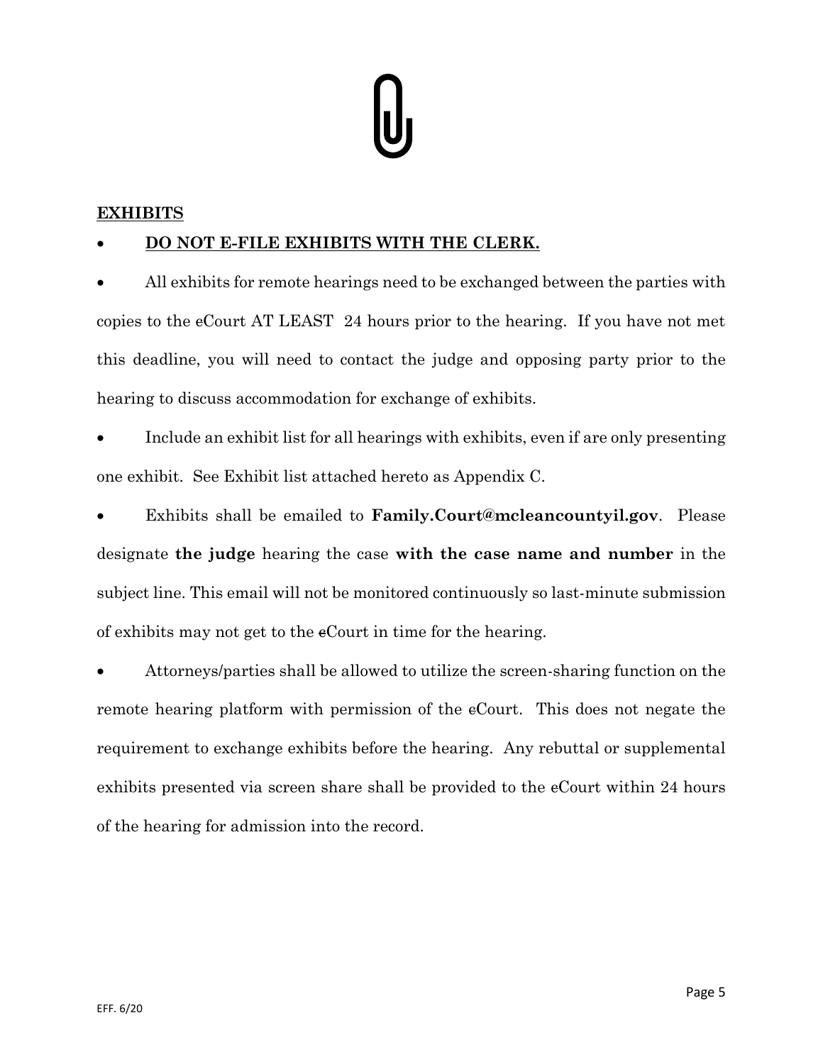## EXHIBITS

- **DO NOT E-FILE EXHIBITS WITH THE CLERK.**
- All exhibits for remote hearings need to be exchanged between the parties with copies to the eCourt AT LEAST 24 hours prior to the hearing. If you have not met this deadline, you will need to contact the judge and opposing party prior to the hearing to discuss accommodation for exchange of exhibits.
- Include an exhibit list for all hearings with exhibits, even if are only presenting one exhibit. See Exhibit list attached hereto as Appendix C.
- Exhibits shall be emailed to **Family.Court@mcleancountyil.gov**. Please designate **the judge** hearing the case **with the case name and number** in the subject line. This email will not be monitored continuously so last-minute submission of exhibits may not get to the eCourt in time for the hearing.
- Attorneys/parties shall be allowed to utilize the screen-sharing function on the remote hearing platform with permission of the eCourt. This does not negate the requirement to exchange exhibits before the hearing. Any rebuttal or supplemental exhibits presented via screen share shall be provided to the eCourt within 24 hours of the hearing for admission into the record.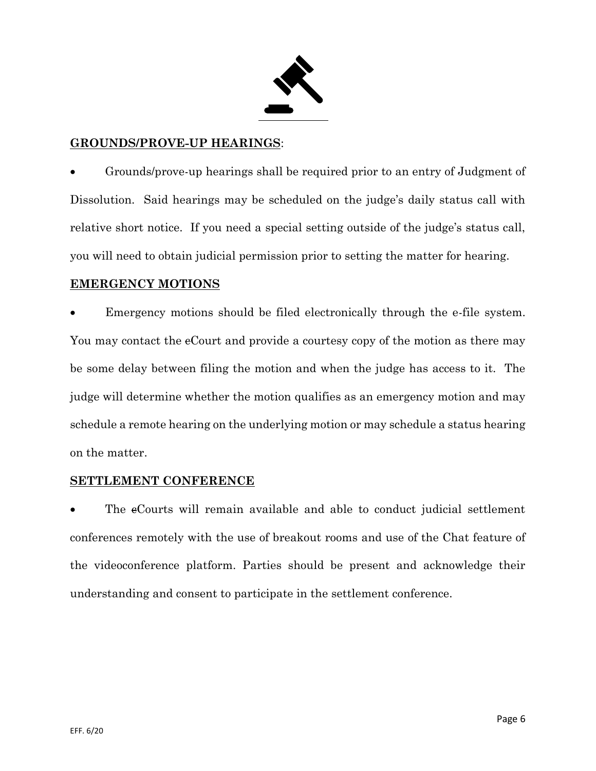**GROUNDS/PROVE-UP HEARINGS**:

- Grounds/prove-up hearings shall be required prior to an entry of Judgment of Dissolution. Said hearings may be scheduled on the judge's daily status call with relative short notice. If you need a special setting outside of the judge's status call, you will need to obtain judicial permission prior to setting the matter for hearing.

**EMERGENCY MOTIONS**

- Emergency motions should be filed electronically through the e-file system. You may contact the eCourt and provide a courtesy copy of the motion as there may be some delay between filing the motion and when the judge has access to it. The judge will determine whether the motion qualifies as an emergency motion and may schedule a remote hearing on the underlying motion or may schedule a status hearing on the matter.

**SETTLEMENT CONFERENCE**

- The eCourts will remain available and able to conduct judicial settlement conferences remotely with the use of breakout rooms and use of the Chat feature of the videoconference platform. Parties should be present and acknowledge their understanding and consent to participate in the settlement conference.

EFF. 6/20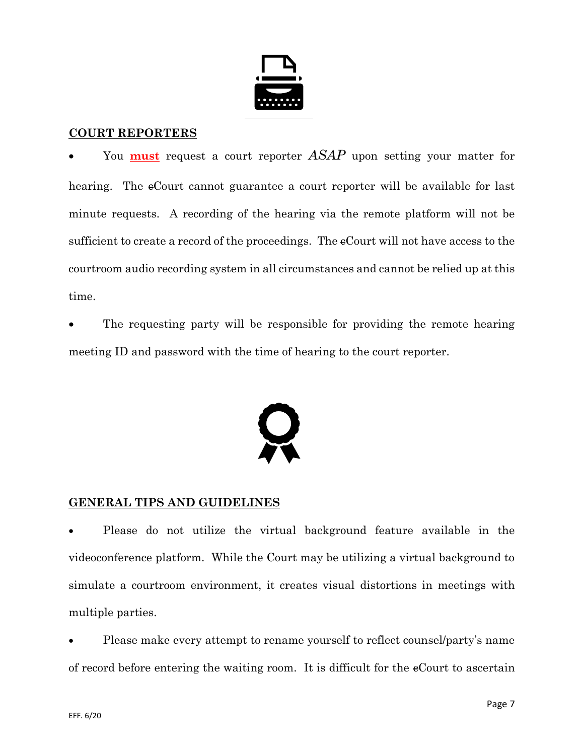## COURT REPORTERS

- You **must** request a court reporter *ASAP* upon setting your matter for hearing. The eCourt cannot guarantee a court reporter will be available for last minute requests. A recording of the hearing via the remote platform will not be sufficient to create a record of the proceedings. The eCourt will not have access to the courtroom audio recording system in all circumstances and cannot be relied up at this time.
- The requesting party will be responsible for providing the remote hearing meeting ID and password with the time of hearing to the court reporter.

## GENERAL TIPS AND GUIDELINES

- Please do not utilize the virtual background feature available in the videoconference platform. While the Court may be utilizing a virtual background to simulate a courtroom environment, it creates visual distortions in meetings with multiple parties.
- Please make every attempt to rename yourself to reflect counsel/party's name of record before entering the waiting room. It is difficult for the eCourt to ascertain

EFF. 6/20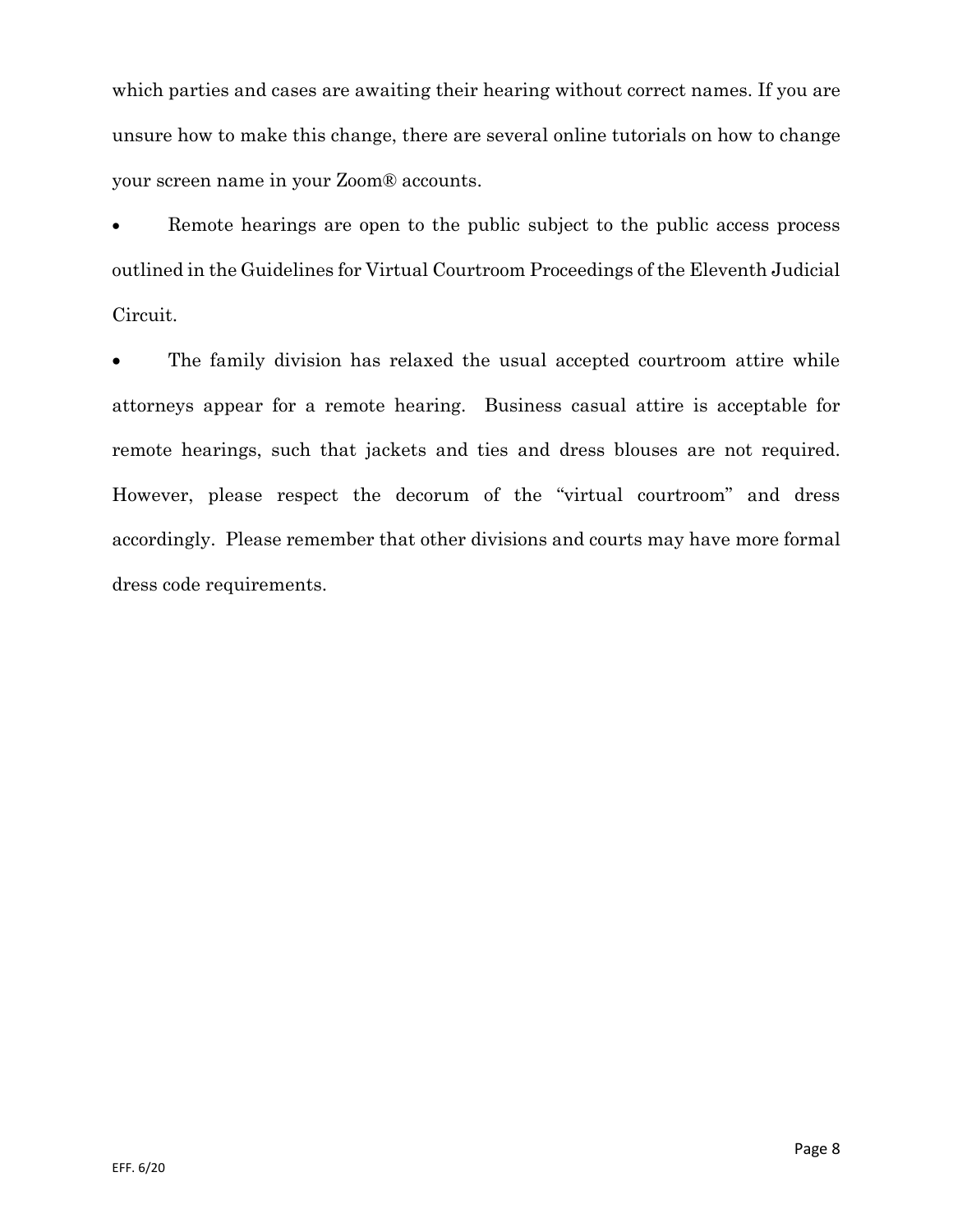which parties and cases are awaiting their hearing without correct names. If you are unsure how to make this change, there are several online tutorials on how to change your screen name in your Zoom® accounts.

- Remote hearings are open to the public subject to the public access process outlined in the Guidelines for Virtual Courtroom Proceedings of the Eleventh Judicial Circuit.

- The family division has relaxed the usual accepted courtroom attire while attorneys appear for a remote hearing. Business casual attire is acceptable for remote hearings, such that jackets and ties and dress blouses are not required. However, please respect the decorum of the "virtual courtroom" and dress accordingly. Please remember that other divisions and courts may have more formal dress code requirements.

EFF. 6/20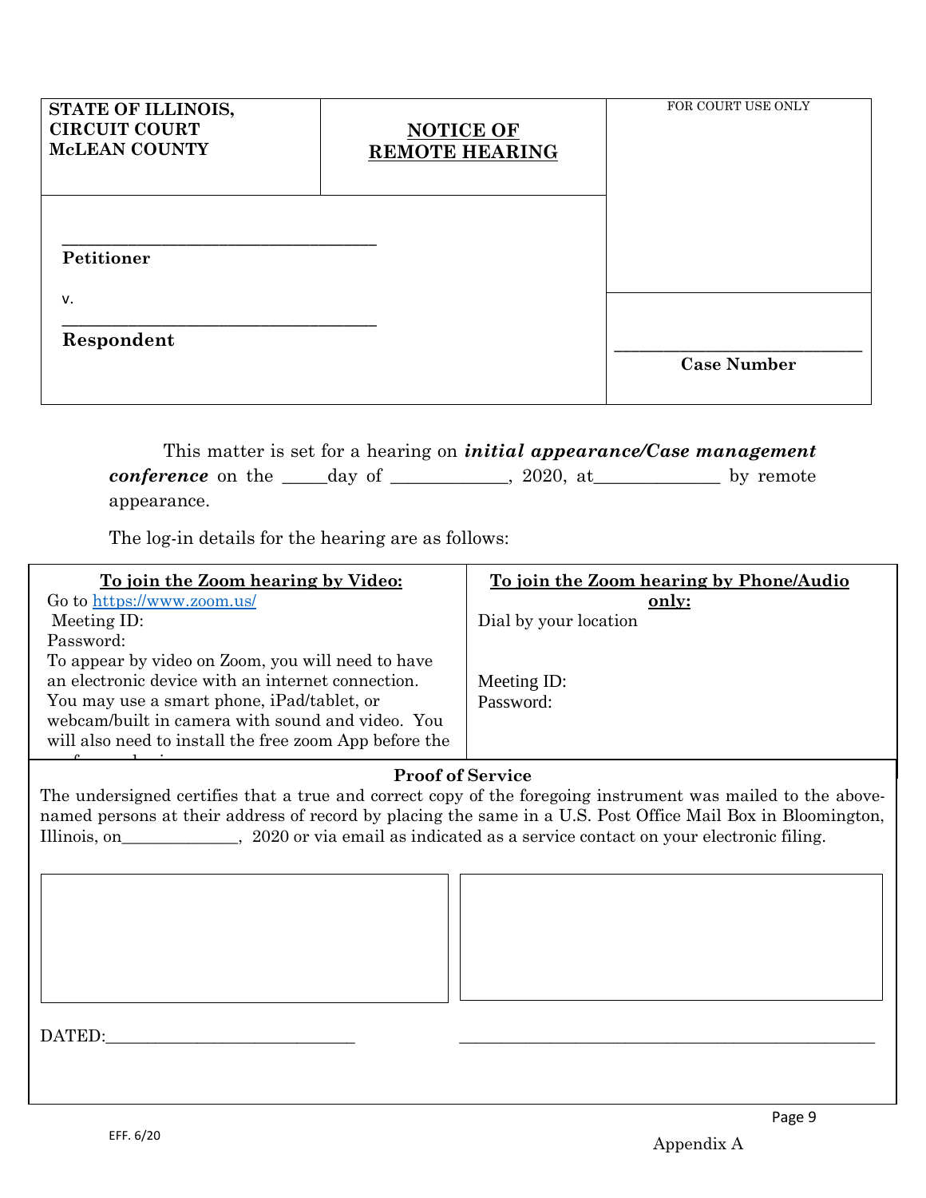| STATE OF ILLINOIS, CIRCUIT COURT McLEAN COUNTY | **NOTICE OF REMOTE HEARING** | FOR COURT USE ONLY |
|---|---|---|
| ___________________________________ **Petitioner** v. ___________________________________ **Respondent** | | ___________________________ **Case Number** |

This matter is set for a hearing on ***initial appearance/Case management conference*** on the _____day of _____________, 2020, at_____________ by remote appearance.

The log-in details for the hearing are as follows:

| **To join the Zoom hearing by Video:** | **To join the Zoom hearing by Phone/Audio only:** |
|---|---|
| Go to https://www.zoom.us/ Meeting ID: Password: To appear by video on Zoom, you will need to have an electronic device with an internet connection. You may use a smart phone, iPad/tablet, or webcam/built in camera with sound and video. You will also need to install the free zoom App before the | Dial by your location Meeting ID: Password: |

**Proof of Service**

The undersigned certifies that a true and correct copy of the foregoing instrument was mailed to the above-named persons at their address of record by placing the same in a U.S. Post Office Mail Box in Bloomington, Illinois, on_____________, 2020 or via email as indicated as a service contact on your electronic filing.

DATED:_____________________________ __________________________________________________

EFF. 6/20

Appendix A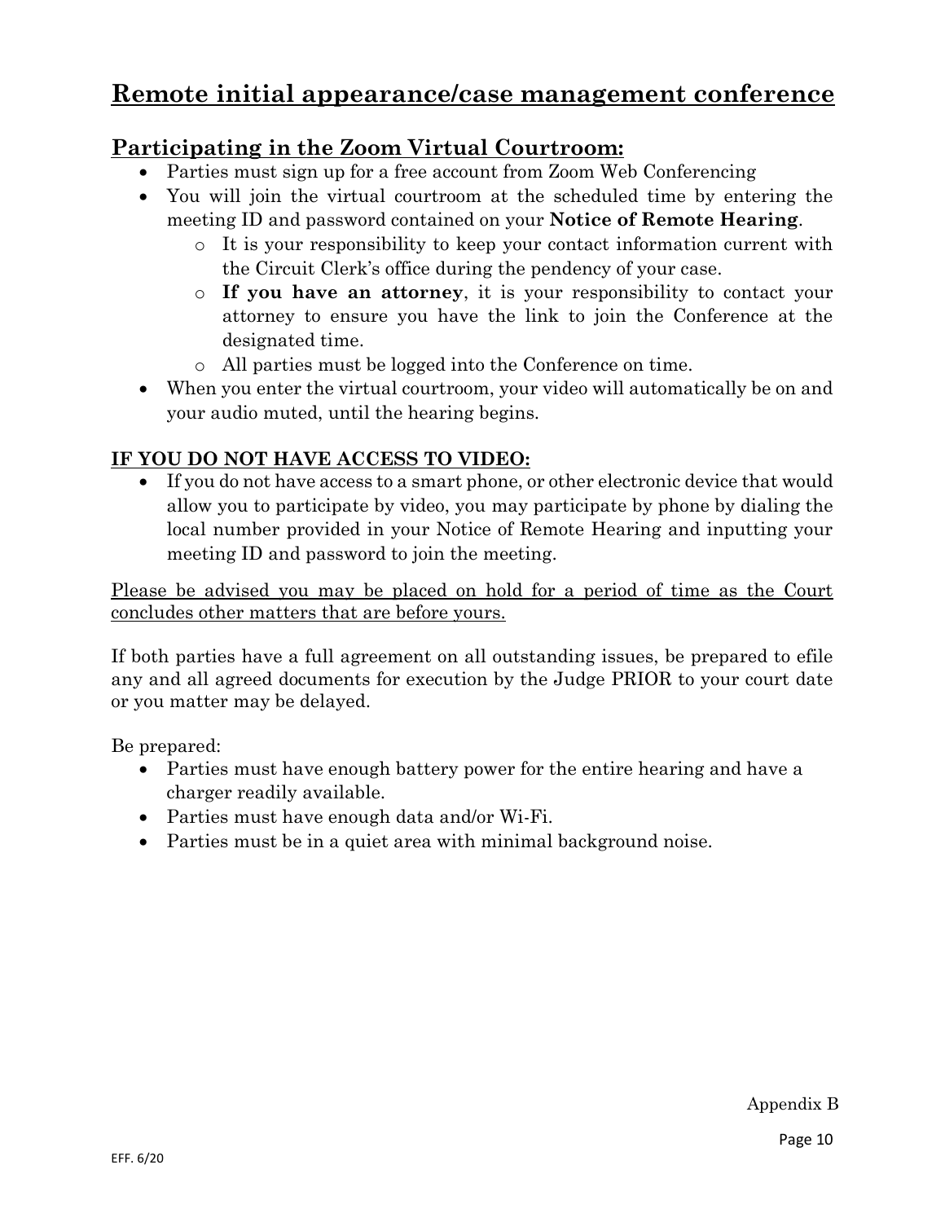# Remote initial appearance/case management conference

## Participating in the Zoom Virtual Courtroom:

- Parties must sign up for a free account from Zoom Web Conferencing
- You will join the virtual courtroom at the scheduled time by entering the meeting ID and password contained on your **Notice of Remote Hearing**.
  - It is your responsibility to keep your contact information current with the Circuit Clerk's office during the pendency of your case.
  - **If you have an attorney**, it is your responsibility to contact your attorney to ensure you have the link to join the Conference at the designated time.
  - All parties must be logged into the Conference on time.
- When you enter the virtual courtroom, your video will automatically be on and your audio muted, until the hearing begins.

### IF YOU DO NOT HAVE ACCESS TO VIDEO:

- If you do not have access to a smart phone, or other electronic device that would allow you to participate by video, you may participate by phone by dialing the local number provided in your Notice of Remote Hearing and inputting your meeting ID and password to join the meeting.

Please be advised you may be placed on hold for a period of time as the Court concludes other matters that are before yours.

If both parties have a full agreement on all outstanding issues, be prepared to efile any and all agreed documents for execution by the Judge PRIOR to your court date or you matter may be delayed.

Be prepared:

- Parties must have enough battery power for the entire hearing and have a charger readily available.
- Parties must have enough data and/or Wi-Fi.
- Parties must be in a quiet area with minimal background noise.

Appendix B

EFF. 6/20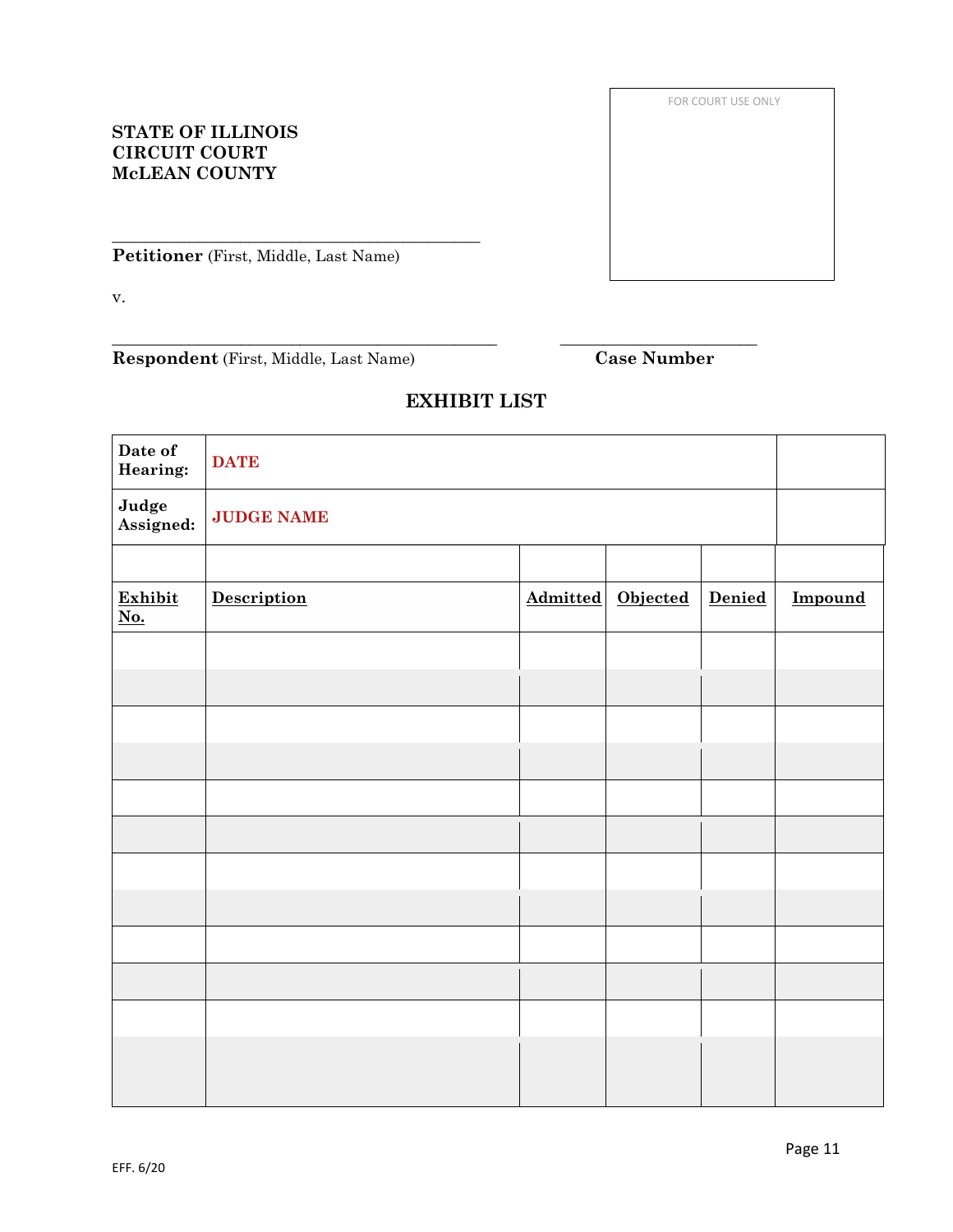FOR COURT USE ONLY

**STATE OF ILLINOIS**
**CIRCUIT COURT**
**McLEAN COUNTY**

\_\_\_\_\_\_\_\_\_\_\_\_\_\_\_\_\_\_\_\_\_\_\_\_\_\_\_\_\_\_\_\_\_\_\_\_\_\_\_\_\_\_\_\_
**Petitioner** (First, Middle, Last Name)

v.

\_\_\_\_\_\_\_\_\_\_\_\_\_\_\_\_\_\_\_\_\_\_\_\_\_\_\_\_\_\_\_\_\_\_\_\_\_\_\_\_\_\_\_\_ \_\_\_\_\_\_\_\_\_\_\_\_\_\_\_\_\_\_\_\_\_\_\_\_
**Respondent** (First, Middle, Last Name) **Case Number**

## EXHIBIT LIST

| **Date of Hearing:** | **DATE** | | | | |
|---|---|---|---|---|---|
| **Judge Assigned:** | **JUDGE NAME** | | | | |
| | | | | | |
| **Exhibit No.** | **Description** | **Admitted** | **Objected** | **Denied** | **Impound** |
| | | | | | |
| | | | | | |
| | | | | | |
| | | | | | |
| | | | | | |
| | | | | | |
| | | | | | |
| | | | | | |
| | | | | | |
| | | | | | |
| | | | | | |
| | | | | | |

EFF. 6/20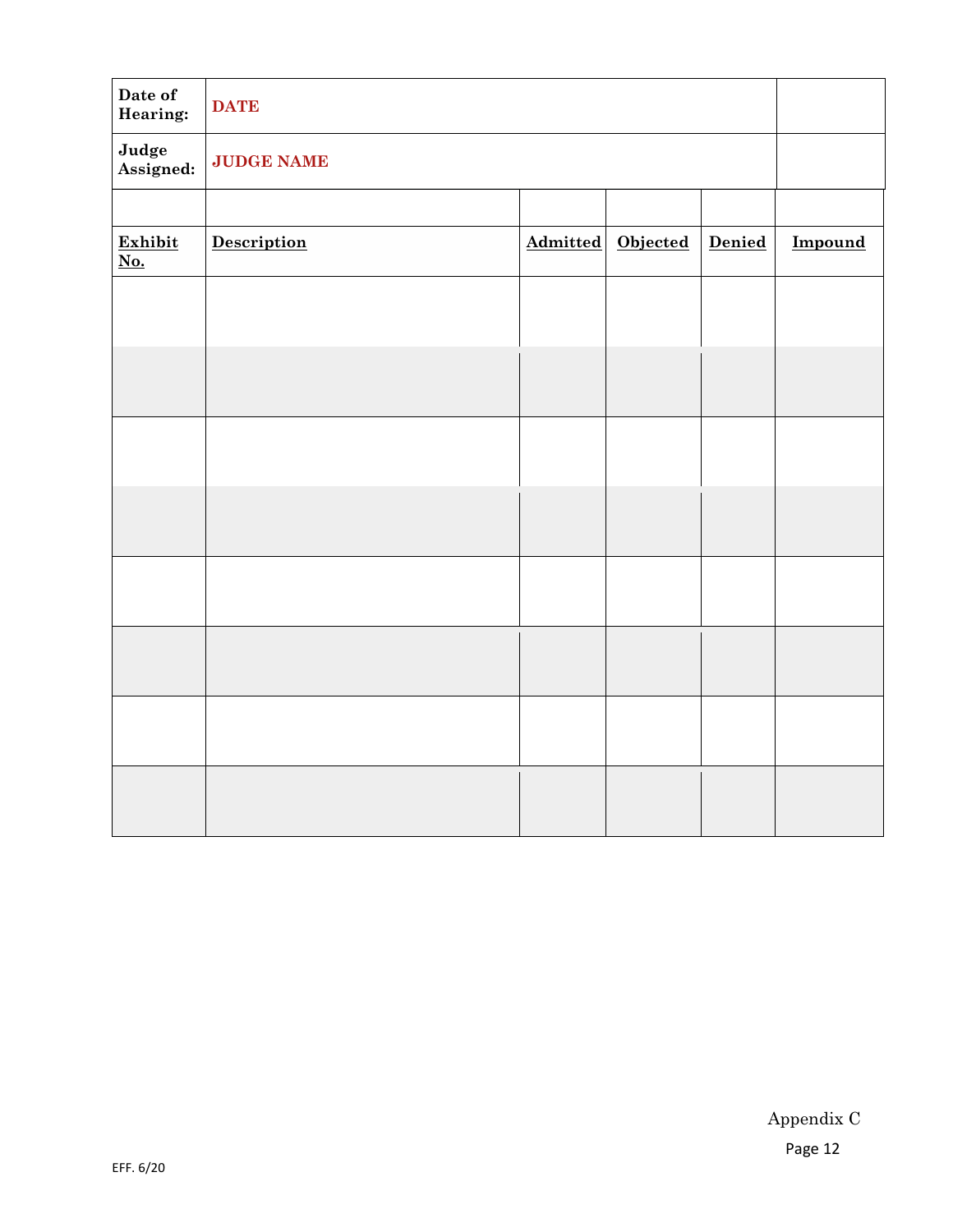| | | | | | |
|---|---|---|---|---|---|
| **Date of Hearing:** | **DATE** | | | | |
| **Judge Assigned:** | **JUDGE NAME** | | | | |
| | | | | | |
| **Exhibit No.** | **Description** | **Admitted** | **Objected** | **Denied** | **Impound** |
| | | | | | |
| | | | | | |
| | | | | | |
| | | | | | |
| | | | | | |
| | | | | | |
| | | | | | |
| | | | | | |

Appendix C

EFF. 6/20